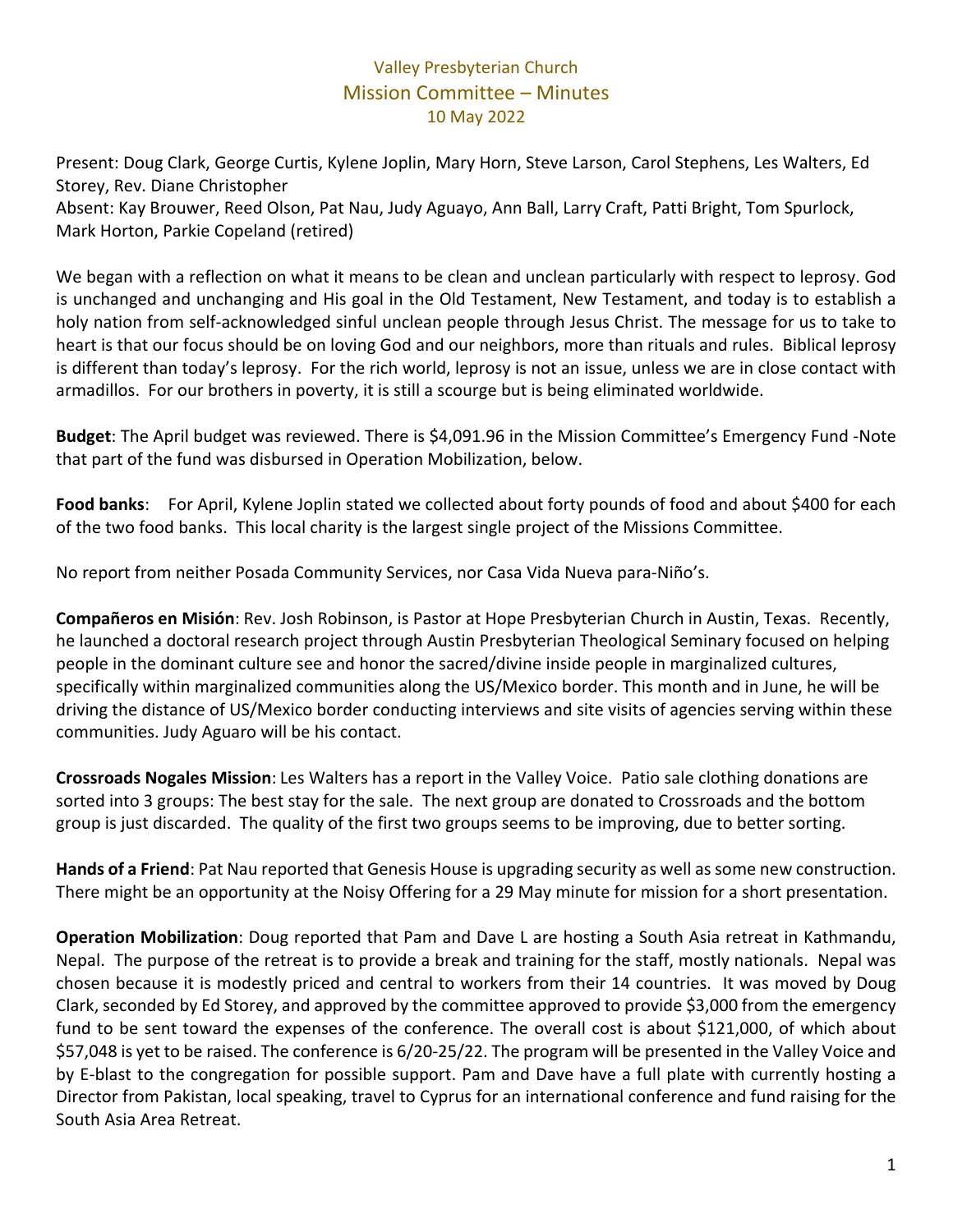# Valley Presbyterian Church

## Mission Committee – Minutes

10 May 2022

Present: Doug Clark, George Curtis, Kylene Joplin, Mary Horn, Steve Larson, Carol Stephens, Les Walters, Ed Storey, Rev. Diane Christopher

Absent: Kay Brouwer, Reed Olson, Pat Nau, Judy Aguayo, Ann Ball, Larry Craft, Patti Bright, Tom Spurlock, Mark Horton, Parkie Copeland (retired)

We began with a reflection on what it means to be clean and unclean particularly with respect to leprosy. God is unchanged and unchanging and His goal in the Old Testament, New Testament, and today is to establish a holy nation from self-acknowledged sinful unclean people through Jesus Christ. The message for us to take to heart is that our focus should be on loving God and our neighbors, more than rituals and rules. Biblical leprosy is different than today's leprosy. For the rich world, leprosy is not an issue, unless we are in close contact with armadillos. For our brothers in poverty, it is still a scourge but is being eliminated worldwide.

**Budget**: The April budget was reviewed. There is $4,091.96 in the Mission Committee's Emergency Fund -Note that part of the fund was disbursed in Operation Mobilization, below.

**Food banks**: For April, Kylene Joplin stated we collected about forty pounds of food and about $400 for each of the two food banks. This local charity is the largest single project of the Missions Committee.

No report from neither Posada Community Services, nor Casa Vida Nueva para-Niño's.

**Compañeros en Misión**: Rev. Josh Robinson, is Pastor at Hope Presbyterian Church in Austin, Texas. Recently, he launched a doctoral research project through Austin Presbyterian Theological Seminary focused on helping people in the dominant culture see and honor the sacred/divine inside people in marginalized cultures, specifically within marginalized communities along the US/Mexico border. This month and in June, he will be driving the distance of US/Mexico border conducting interviews and site visits of agencies serving within these communities. Judy Aguaro will be his contact.

**Crossroads Nogales Mission**: Les Walters has a report in the Valley Voice. Patio sale clothing donations are sorted into 3 groups: The best stay for the sale. The next group are donated to Crossroads and the bottom group is just discarded. The quality of the first two groups seems to be improving, due to better sorting.

**Hands of a Friend**: Pat Nau reported that Genesis House is upgrading security as well as some new construction. There might be an opportunity at the Noisy Offering for a 29 May minute for mission for a short presentation.

**Operation Mobilization**: Doug reported that Pam and Dave L are hosting a South Asia retreat in Kathmandu, Nepal. The purpose of the retreat is to provide a break and training for the staff, mostly nationals. Nepal was chosen because it is modestly priced and central to workers from their 14 countries. It was moved by Doug Clark, seconded by Ed Storey, and approved by the committee approved to provide $3,000 from the emergency fund to be sent toward the expenses of the conference. The overall cost is about $121,000, of which about $57,048 is yet to be raised. The conference is 6/20-25/22. The program will be presented in the Valley Voice and by E-blast to the congregation for possible support. Pam and Dave have a full plate with currently hosting a Director from Pakistan, local speaking, travel to Cyprus for an international conference and fund raising for the South Asia Area Retreat.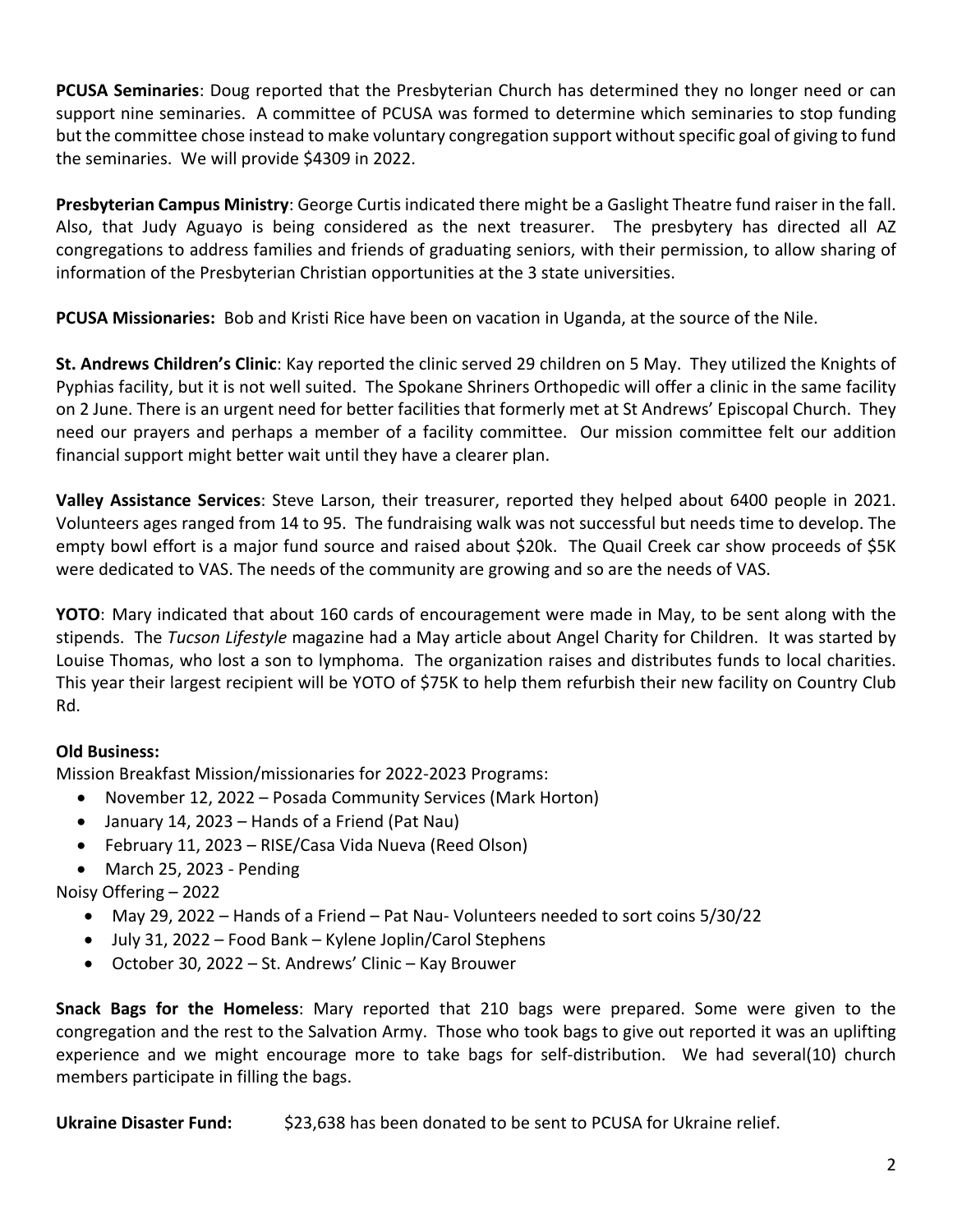**PCUSA Seminaries**: Doug reported that the Presbyterian Church has determined they no longer need or can support nine seminaries. A committee of PCUSA was formed to determine which seminaries to stop funding but the committee chose instead to make voluntary congregation support without specific goal of giving to fund the seminaries. We will provide $4309 in 2022.

**Presbyterian Campus Ministry**: George Curtis indicated there might be a Gaslight Theatre fund raiser in the fall. Also, that Judy Aguayo is being considered as the next treasurer. The presbytery has directed all AZ congregations to address families and friends of graduating seniors, with their permission, to allow sharing of information of the Presbyterian Christian opportunities at the 3 state universities.

**PCUSA Missionaries:** Bob and Kristi Rice have been on vacation in Uganda, at the source of the Nile.

**St. Andrews Children's Clinic**: Kay reported the clinic served 29 children on 5 May. They utilized the Knights of Pyphias facility, but it is not well suited. The Spokane Shriners Orthopedic will offer a clinic in the same facility on 2 June. There is an urgent need for better facilities that formerly met at St Andrews' Episcopal Church. They need our prayers and perhaps a member of a facility committee. Our mission committee felt our addition financial support might better wait until they have a clearer plan.

**Valley Assistance Services**: Steve Larson, their treasurer, reported they helped about 6400 people in 2021. Volunteers ages ranged from 14 to 95. The fundraising walk was not successful but needs time to develop. The empty bowl effort is a major fund source and raised about $20k. The Quail Creek car show proceeds of $5K were dedicated to VAS. The needs of the community are growing and so are the needs of VAS.

**YOTO**: Mary indicated that about 160 cards of encouragement were made in May, to be sent along with the stipends. The *Tucson Lifestyle* magazine had a May article about Angel Charity for Children. It was started by Louise Thomas, who lost a son to lymphoma. The organization raises and distributes funds to local charities. This year their largest recipient will be YOTO of $75K to help them refurbish their new facility on Country Club Rd.

**Old Business:**

Mission Breakfast Mission/missionaries for 2022-2023 Programs:

- November 12, 2022 – Posada Community Services (Mark Horton)
- January 14, 2023 – Hands of a Friend (Pat Nau)
- February 11, 2023 – RISE/Casa Vida Nueva (Reed Olson)
- March 25, 2023 - Pending

Noisy Offering – 2022

- May 29, 2022 – Hands of a Friend – Pat Nau- Volunteers needed to sort coins 5/30/22
- July 31, 2022 – Food Bank – Kylene Joplin/Carol Stephens
- October 30, 2022 – St. Andrews' Clinic – Kay Brouwer

**Snack Bags for the Homeless**: Mary reported that 210 bags were prepared. Some were given to the congregation and the rest to the Salvation Army. Those who took bags to give out reported it was an uplifting experience and we might encourage more to take bags for self-distribution. We had several(10) church members participate in filling the bags.

**Ukraine Disaster Fund:** $23,638 has been donated to be sent to PCUSA for Ukraine relief.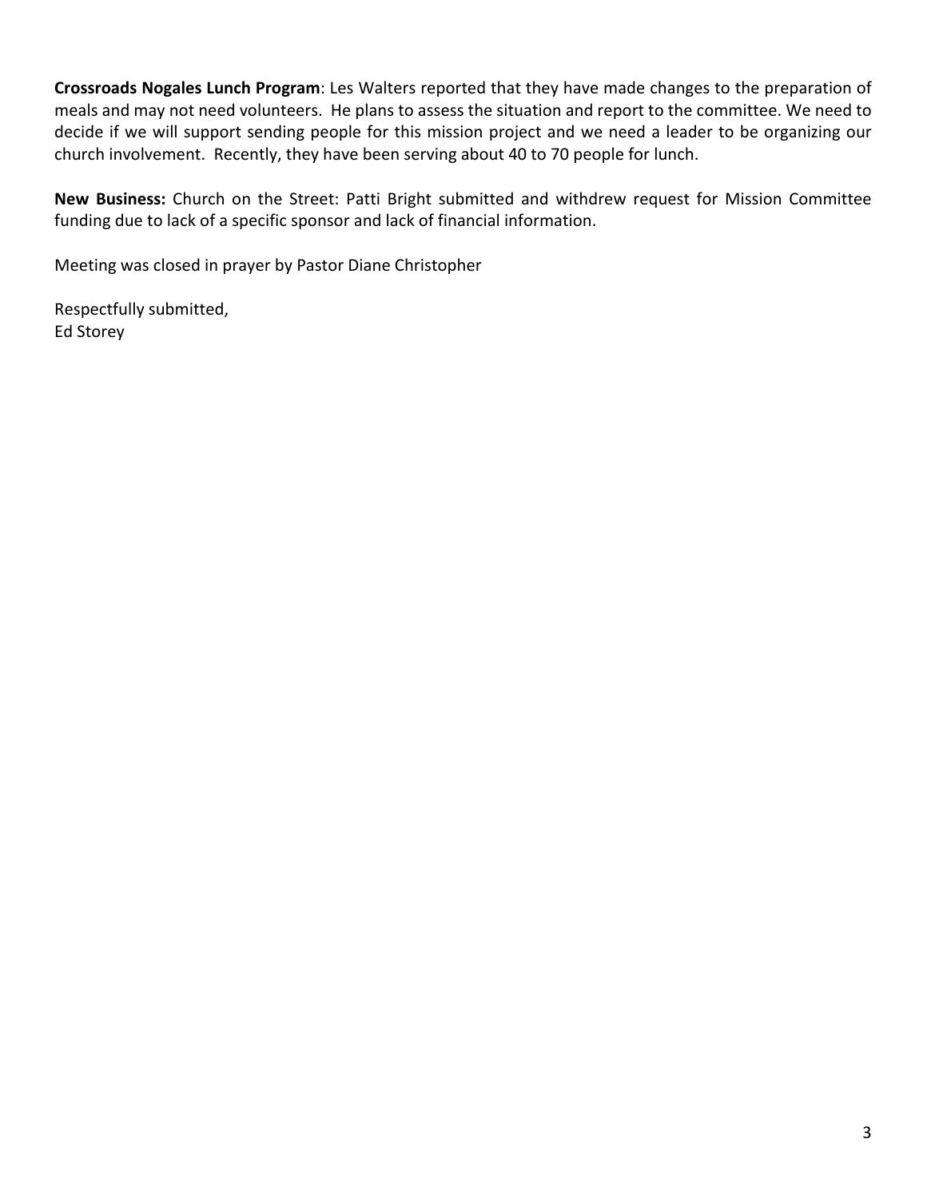**Crossroads Nogales Lunch Program**: Les Walters reported that they have made changes to the preparation of meals and may not need volunteers. He plans to assess the situation and report to the committee. We need to decide if we will support sending people for this mission project and we need a leader to be organizing our church involvement. Recently, they have been serving about 40 to 70 people for lunch.

**New Business:** Church on the Street: Patti Bright submitted and withdrew request for Mission Committee funding due to lack of a specific sponsor and lack of financial information.

Meeting was closed in prayer by Pastor Diane Christopher

Respectfully submitted,
Ed Storey